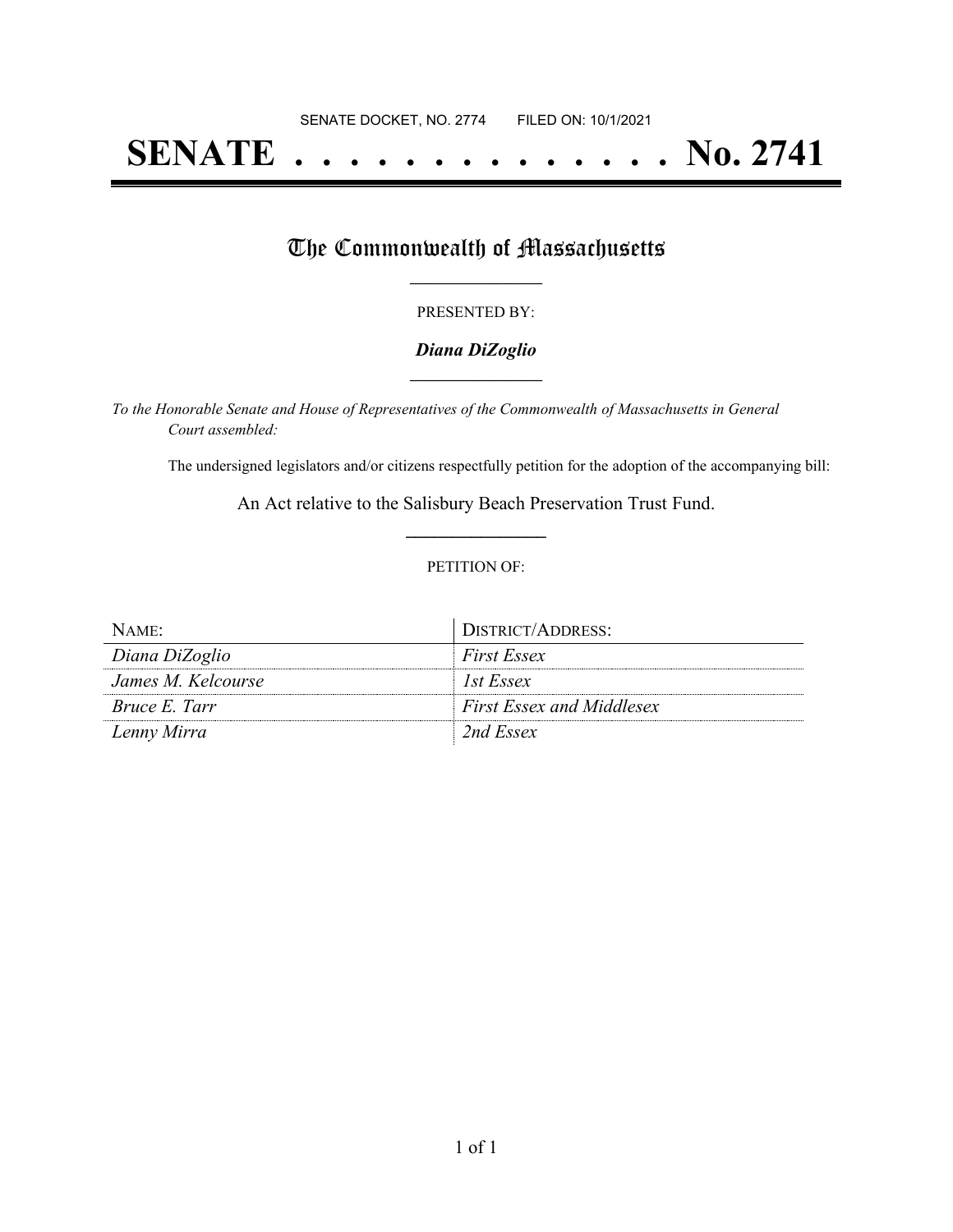SENATE DOCKET, NO. 2774        FILED ON: 10/1/2021

# SENATE . . . . . . . . . . . . . . No. 2741

## The Commonwealth of Massachusetts

PRESENTED BY:

***Diana DiZoglio***

*To the Honorable Senate and House of Representatives of the Commonwealth of Massachusetts in General Court assembled:*

The undersigned legislators and/or citizens respectfully petition for the adoption of the accompanying bill:

An Act relative to the Salisbury Beach Preservation Trust Fund.

PETITION OF:

| NAME: | DISTRICT/ADDRESS: |
| --- | --- |
| *Diana DiZoglio* | *First Essex* |
| *James M. Kelcourse* | *1st Essex* |
| *Bruce E. Tarr* | *First Essex and Middlesex* |
| *Lenny Mirra* | *2nd Essex* |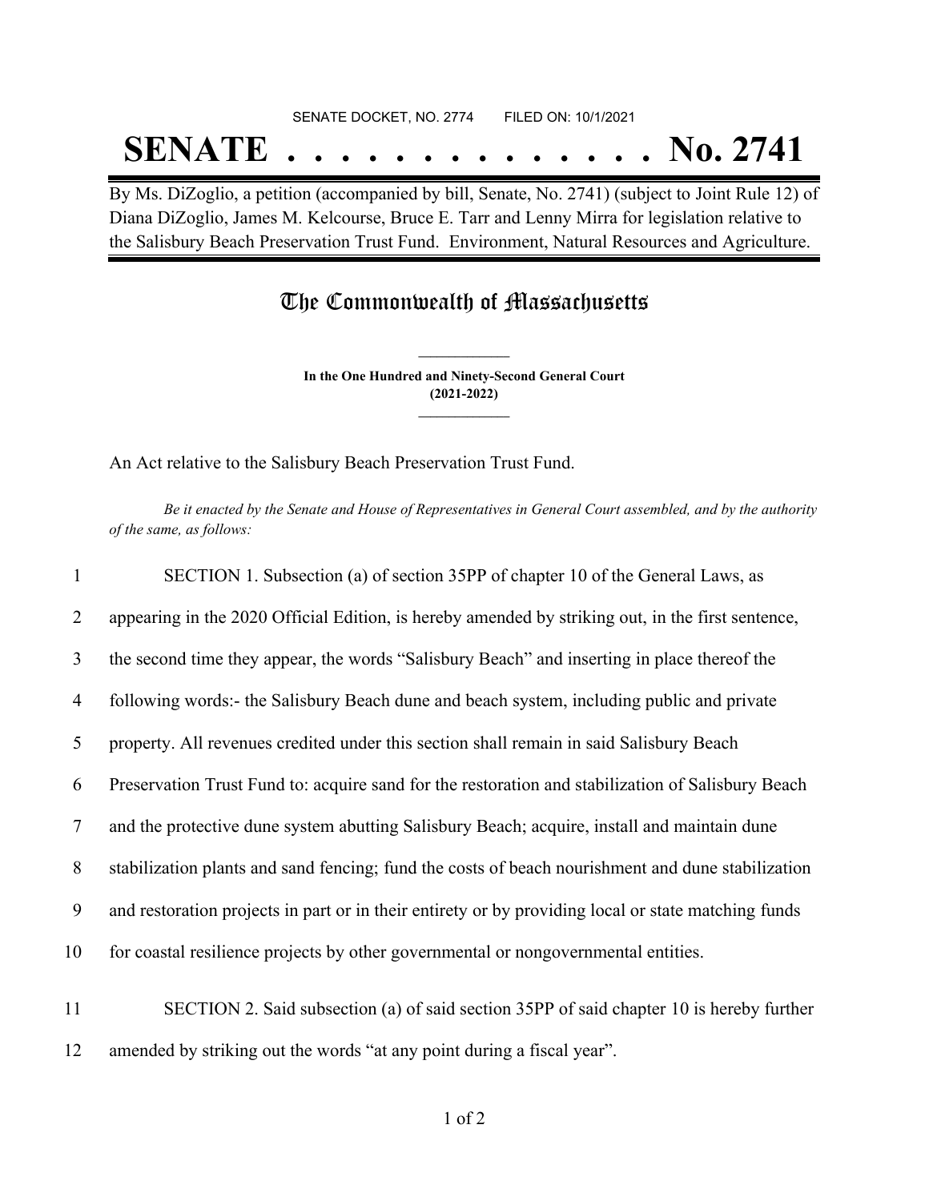SENATE DOCKET, NO. 2774 FILED ON: 10/1/2021

# SENATE . . . . . . . . . . . . . . No. 2741

By Ms. DiZoglio, a petition (accompanied by bill, Senate, No. 2741) (subject to Joint Rule 12) of Diana DiZoglio, James M. Kelcourse, Bruce E. Tarr and Lenny Mirra for legislation relative to the Salisbury Beach Preservation Trust Fund. Environment, Natural Resources and Agriculture.

## The Commonwealth of Massachusetts

**In the One Hundred and Ninety-Second General Court**
**(2021-2022)**

An Act relative to the Salisbury Beach Preservation Trust Fund.

*Be it enacted by the Senate and House of Representatives in General Court assembled, and by the authority of the same, as follows:*

1 SECTION 1. Subsection (a) of section 35PP of chapter 10 of the General Laws, as
2 appearing in the 2020 Official Edition, is hereby amended by striking out, in the first sentence,
3 the second time they appear, the words "Salisbury Beach" and inserting in place thereof the
4 following words:- the Salisbury Beach dune and beach system, including public and private
5 property. All revenues credited under this section shall remain in said Salisbury Beach
6 Preservation Trust Fund to: acquire sand for the restoration and stabilization of Salisbury Beach
7 and the protective dune system abutting Salisbury Beach; acquire, install and maintain dune
8 stabilization plants and sand fencing; fund the costs of beach nourishment and dune stabilization
9 and restoration projects in part or in their entirety or by providing local or state matching funds
10 for coastal resilience projects by other governmental or nongovernmental entities.

11 SECTION 2. Said subsection (a) of said section 35PP of said chapter 10 is hereby further
12 amended by striking out the words "at any point during a fiscal year".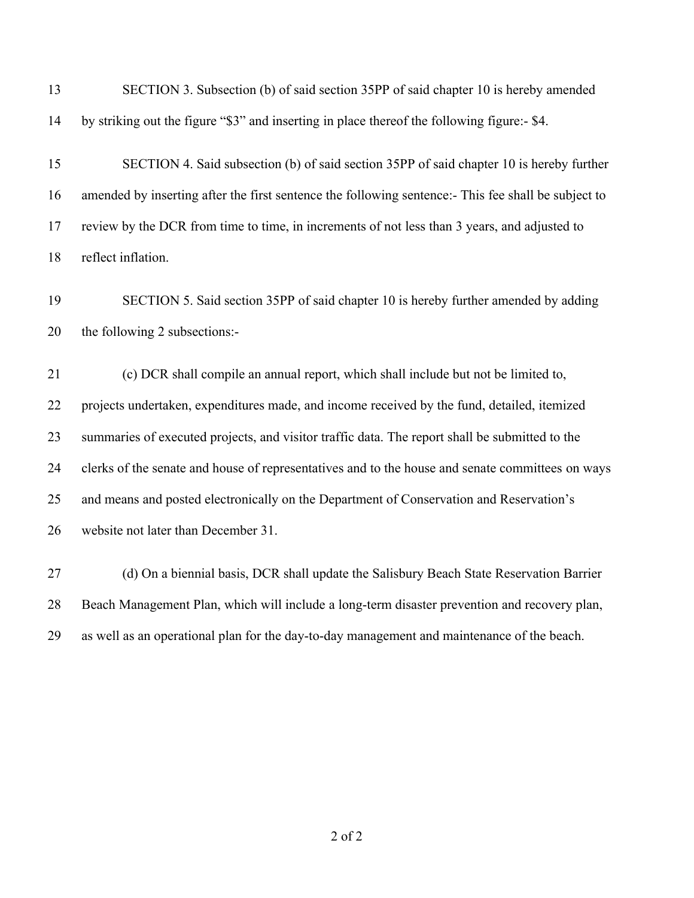SECTION 3. Subsection (b) of said section 35PP of said chapter 10 is hereby amended by striking out the figure "$3" and inserting in place thereof the following figure:- $4.

SECTION 4. Said subsection (b) of said section 35PP of said chapter 10 is hereby further amended by inserting after the first sentence the following sentence:- This fee shall be subject to review by the DCR from time to time, in increments of not less than 3 years, and adjusted to reflect inflation.

SECTION 5. Said section 35PP of said chapter 10 is hereby further amended by adding the following 2 subsections:-

(c) DCR shall compile an annual report, which shall include but not be limited to, projects undertaken, expenditures made, and income received by the fund, detailed, itemized summaries of executed projects, and visitor traffic data. The report shall be submitted to the clerks of the senate and house of representatives and to the house and senate committees on ways and means and posted electronically on the Department of Conservation and Reservation's website not later than December 31.

(d) On a biennial basis, DCR shall update the Salisbury Beach State Reservation Barrier Beach Management Plan, which will include a long-term disaster prevention and recovery plan, as well as an operational plan for the day-to-day management and maintenance of the beach.